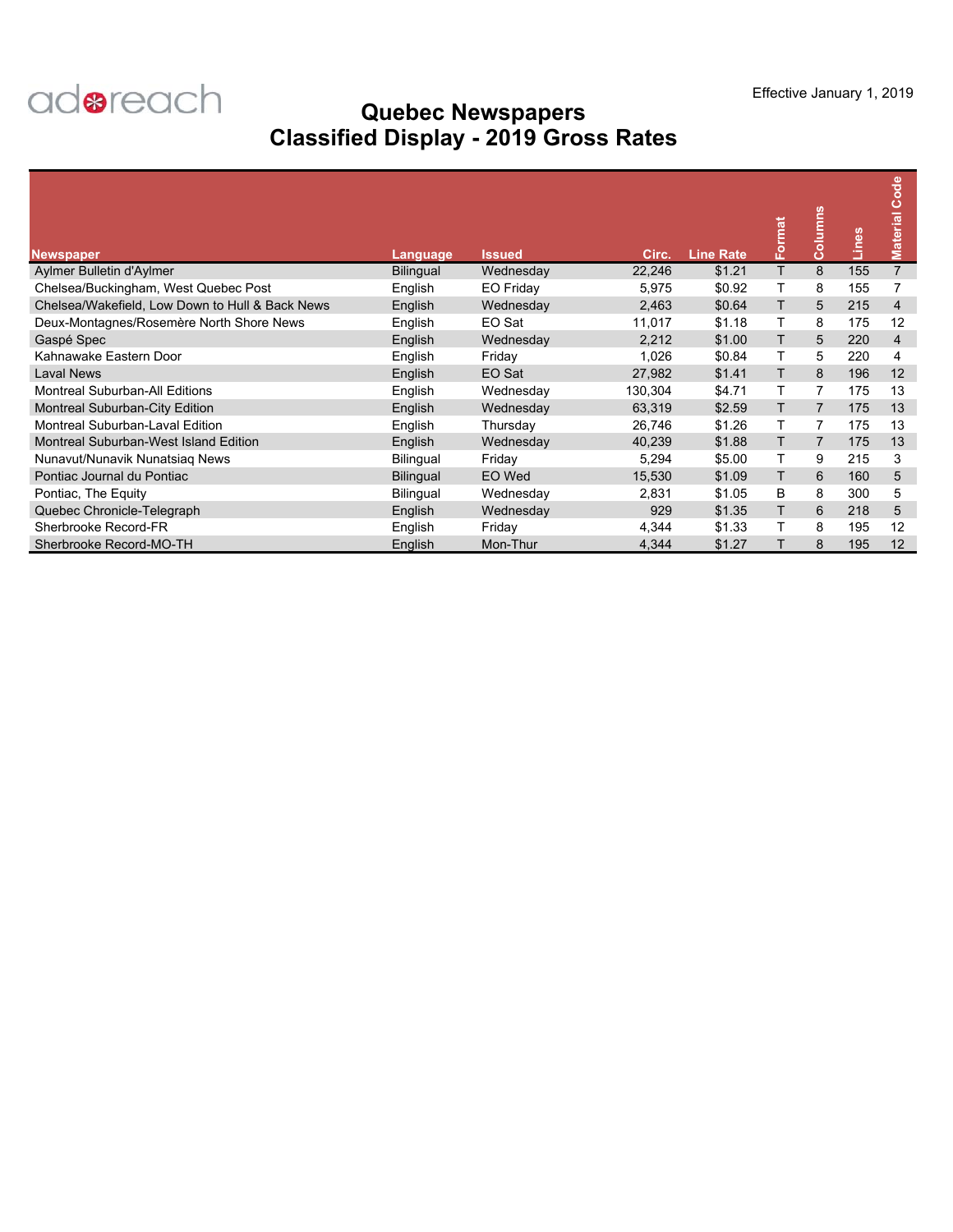adreach

Effective January 1, 2019

# Quebec Newspapers
## Classified Display - 2019 Gross Rates

| Newspaper | Language | Issued | Circ. | Line Rate | Format | Columns | Lines | Material Code |
|---|---|---|---|---|---|---|---|---|
| Aylmer Bulletin d'Aylmer | Bilingual | Wednesday | 22,246 | $1.21 | T | 8 | 155 | 7 |
| Chelsea/Buckingham, West Quebec Post | English | EO Friday | 5,975 | $0.92 | T | 8 | 155 | 7 |
| Chelsea/Wakefield, Low Down to Hull & Back News | English | Wednesday | 2,463 | $0.64 | T | 5 | 215 | 4 |
| Deux-Montagnes/Rosemère North Shore News | English | EO Sat | 11,017 | $1.18 | T | 8 | 175 | 12 |
| Gaspé Spec | English | Wednesday | 2,212 | $1.00 | T | 5 | 220 | 4 |
| Kahnawake Eastern Door | English | Friday | 1,026 | $0.84 | T | 5 | 220 | 4 |
| Laval News | English | EO Sat | 27,982 | $1.41 | T | 8 | 196 | 12 |
| Montreal Suburban-All Editions | English | Wednesday | 130,304 | $4.71 | T | 7 | 175 | 13 |
| Montreal Suburban-City Edition | English | Wednesday | 63,319 | $2.59 | T | 7 | 175 | 13 |
| Montreal Suburban-Laval Edition | English | Thursday | 26,746 | $1.26 | T | 7 | 175 | 13 |
| Montreal Suburban-West Island Edition | English | Wednesday | 40,239 | $1.88 | T | 7 | 175 | 13 |
| Nunavut/Nunavik Nunatsiaq News | Bilingual | Friday | 5,294 | $5.00 | T | 9 | 215 | 3 |
| Pontiac Journal du Pontiac | Bilingual | EO Wed | 15,530 | $1.09 | T | 6 | 160 | 5 |
| Pontiac, The Equity | Bilingual | Wednesday | 2,831 | $1.05 | B | 8 | 300 | 5 |
| Quebec Chronicle-Telegraph | English | Wednesday | 929 | $1.35 | T | 6 | 218 | 5 |
| Sherbrooke Record-FR | English | Friday | 4,344 | $1.33 | T | 8 | 195 | 12 |
| Sherbrooke Record-MO-TH | English | Mon-Thur | 4,344 | $1.27 | T | 8 | 195 | 12 |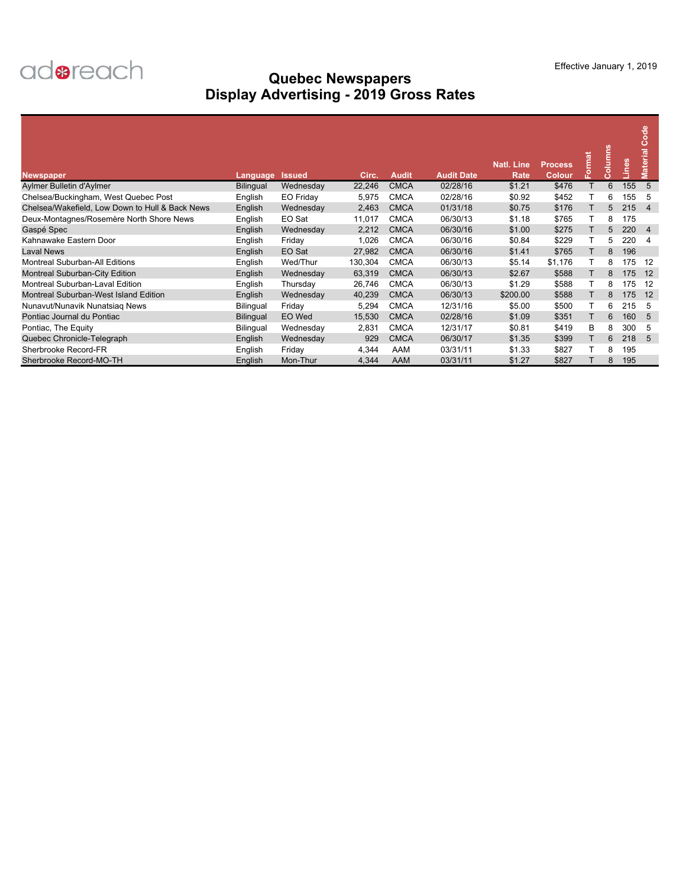adreach

Effective January 1, 2019

# Quebec Newspapers
# Display Advertising - 2019 Gross Rates

| Newspaper | Language | Issued | Circ. | Audit | Audit Date | Natl. Line Rate | Process Colour | Format | Columns | Lines | Material Code |
|---|---|---|---|---|---|---|---|---|---|---|---|
| Aylmer Bulletin d'Aylmer | Bilingual | Wednesday | 22,246 | CMCA | 02/28/16 | $1.21 | $476 | T | 6 | 155 | 5 |
| Chelsea/Buckingham, West Quebec Post | English | EO Friday | 5,975 | CMCA | 02/28/16 | $0.92 | $452 | T | 6 | 155 | 5 |
| Chelsea/Wakefield, Low Down to Hull & Back News | English | Wednesday | 2,463 | CMCA | 01/31/18 | $0.75 | $176 | T | 5 | 215 | 4 |
| Deux-Montagnes/Rosemère North Shore News | English | EO Sat | 11,017 | CMCA | 06/30/13 | $1.18 | $765 | T | 8 | 175 | |
| Gaspé Spec | English | Wednesday | 2,212 | CMCA | 06/30/16 | $1.00 | $275 | T | 5 | 220 | 4 |
| Kahnawake Eastern Door | English | Friday | 1,026 | CMCA | 06/30/16 | $0.84 | $229 | T | 5 | 220 | 4 |
| Laval News | English | EO Sat | 27,982 | CMCA | 06/30/16 | $1.41 | $765 | T | 8 | 196 | |
| Montreal Suburban-All Editions | English | Wed/Thur | 130,304 | CMCA | 06/30/13 | $5.14 | $1,176 | T | 8 | 175 | 12 |
| Montreal Suburban-City Edition | English | Wednesday | 63,319 | CMCA | 06/30/13 | $2.67 | $588 | T | 8 | 175 | 12 |
| Montreal Suburban-Laval Edition | English | Thursday | 26,746 | CMCA | 06/30/13 | $1.29 | $588 | T | 8 | 175 | 12 |
| Montreal Suburban-West Island Edition | English | Wednesday | 40,239 | CMCA | 06/30/13 | $200.00 | $588 | T | 8 | 175 | 12 |
| Nunavut/Nunavik Nunatsiaq News | Bilingual | Friday | 5,294 | CMCA | 12/31/16 | $5.00 | $500 | T | 6 | 215 | 5 |
| Pontiac Journal du Pontiac | Bilingual | EO Wed | 15,530 | CMCA | 02/28/16 | $1.09 | $351 | T | 6 | 160 | 5 |
| Pontiac, The Equity | Bilingual | Wednesday | 2,831 | CMCA | 12/31/17 | $0.81 | $419 | B | 8 | 300 | 5 |
| Quebec Chronicle-Telegraph | English | Wednesday | 929 | CMCA | 06/30/17 | $1.35 | $399 | T | 6 | 218 | 5 |
| Sherbrooke Record-FR | English | Friday | 4,344 | AAM | 03/31/11 | $1.33 | $827 | T | 8 | 195 | |
| Sherbrooke Record-MO-TH | English | Mon-Thur | 4,344 | AAM | 03/31/11 | $1.27 | $827 | T | 8 | 195 | |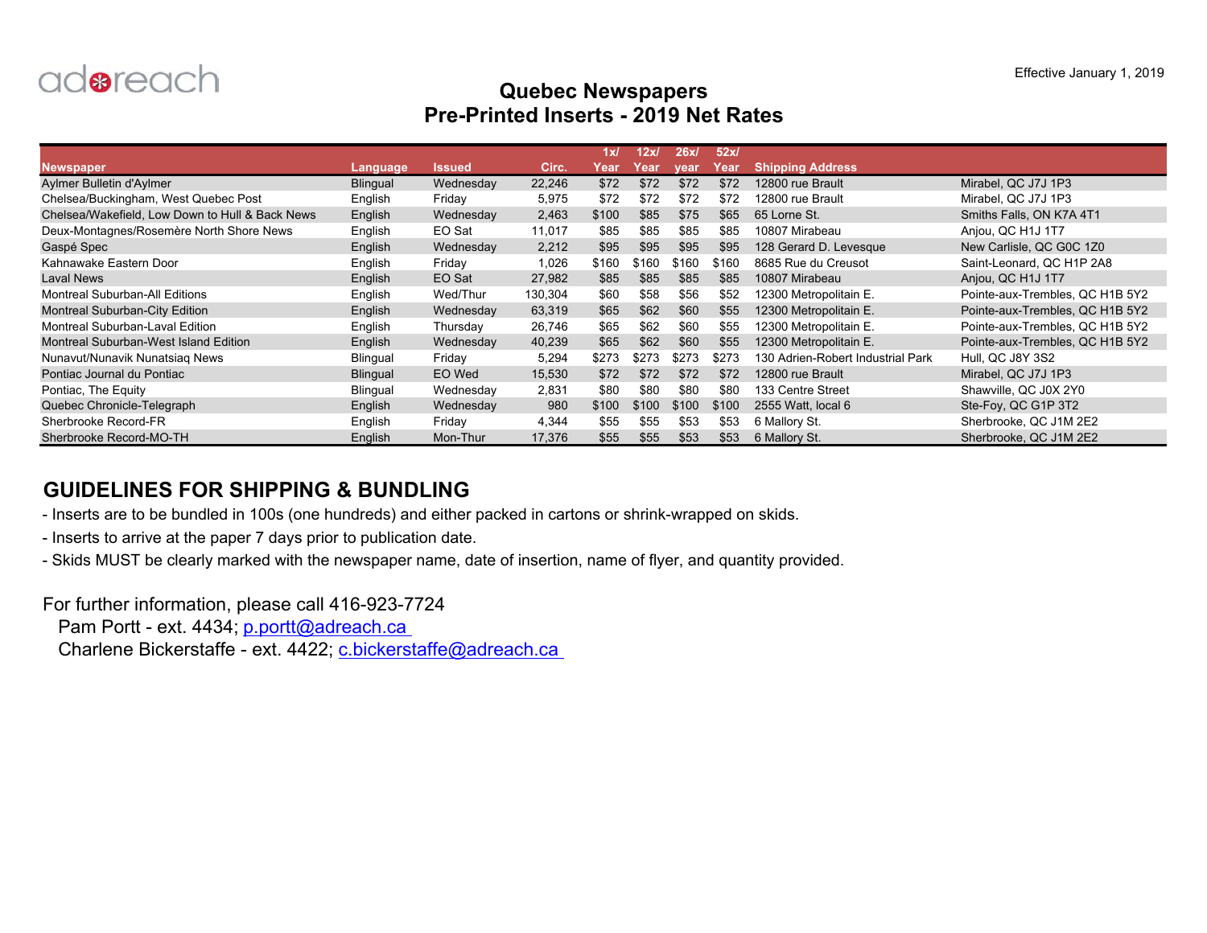adreach

Effective January 1, 2019

# Quebec Newspapers
# Pre-Printed Inserts - 2019 Net Rates

| Newspaper | Language | Issued | Circ. | 1x/ Year | 12x/ Year | 26x/ year | 52x/ Year | Shipping Address | |
|---|---|---|---|---|---|---|---|---|---|
| Aylmer Bulletin d'Aylmer | Blingual | Wednesday | 22,246 | $72 | $72 | $72 | $72 | 12800 rue Brault | Mirabel, QC J7J 1P3 |
| Chelsea/Buckingham, West Quebec Post | English | Friday | 5,975 | $72 | $72 | $72 | $72 | 12800 rue Brault | Mirabel, QC J7J 1P3 |
| Chelsea/Wakefield, Low Down to Hull & Back News | English | Wednesday | 2,463 | $100 | $85 | $75 | $65 | 65 Lorne St. | Smiths Falls, ON K7A 4T1 |
| Deux-Montagnes/Rosemère North Shore News | English | EO Sat | 11,017 | $85 | $85 | $85 | $85 | 10807 Mirabeau | Anjou, QC H1J 1T7 |
| Gaspé Spec | English | Wednesday | 2,212 | $95 | $95 | $95 | $95 | 128 Gerard D. Levesque | New Carlisle, QC G0C 1Z0 |
| Kahnawake Eastern Door | English | Friday | 1,026 | $160 | $160 | $160 | $160 | 8685 Rue du Creusot | Saint-Leonard, QC H1P 2A8 |
| Laval News | English | EO Sat | 27,982 | $85 | $85 | $85 | $85 | 10807 Mirabeau | Anjou, QC H1J 1T7 |
| Montreal Suburban-All Editions | English | Wed/Thur | 130,304 | $60 | $58 | $56 | $52 | 12300 Metropolitain E. | Pointe-aux-Trembles, QC H1B 5Y2 |
| Montreal Suburban-City Edition | English | Wednesday | 63,319 | $65 | $62 | $60 | $55 | 12300 Metropolitain E. | Pointe-aux-Trembles, QC H1B 5Y2 |
| Montreal Suburban-Laval Edition | English | Thursday | 26,746 | $65 | $62 | $60 | $55 | 12300 Metropolitain E. | Pointe-aux-Trembles, QC H1B 5Y2 |
| Montreal Suburban-West Island Edition | English | Wednesday | 40,239 | $65 | $62 | $60 | $55 | 12300 Metropolitain E. | Pointe-aux-Trembles, QC H1B 5Y2 |
| Nunavut/Nunavik Nunatsiaq News | Blingual | Friday | 5,294 | $273 | $273 | $273 | $273 | 130 Adrien-Robert Industrial Park | Hull, QC J8Y 3S2 |
| Pontiac Journal du Pontiac | Blingual | EO Wed | 15,530 | $72 | $72 | $72 | $72 | 12800 rue Brault | Mirabel, QC J7J 1P3 |
| Pontiac, The Equity | Blingual | Wednesday | 2,831 | $80 | $80 | $80 | $80 | 133 Centre Street | Shawville, QC J0X 2Y0 |
| Quebec Chronicle-Telegraph | English | Wednesday | 980 | $100 | $100 | $100 | $100 | 2555 Watt, local 6 | Ste-Foy, QC G1P 3T2 |
| Sherbrooke Record-FR | English | Friday | 4,344 | $55 | $55 | $53 | $53 | 6 Mallory St. | Sherbrooke, QC J1M 2E2 |
| Sherbrooke Record-MO-TH | English | Mon-Thur | 17,376 | $55 | $55 | $53 | $53 | 6 Mallory St. | Sherbrooke, QC J1M 2E2 |

## GUIDELINES FOR SHIPPING & BUNDLING

- Inserts are to be bundled in 100s (one hundreds) and either packed in cartons or shrink-wrapped on skids.
- Inserts to arrive at the paper 7 days prior to publication date.
- Skids MUST be clearly marked with the newspaper name, date of insertion, name of flyer, and quantity provided.

For further information, please call 416-923-7724
Pam Portt - ext. 4434; p.portt@adreach.ca
Charlene Bickerstaffe - ext. 4422; c.bickerstaffe@adreach.ca